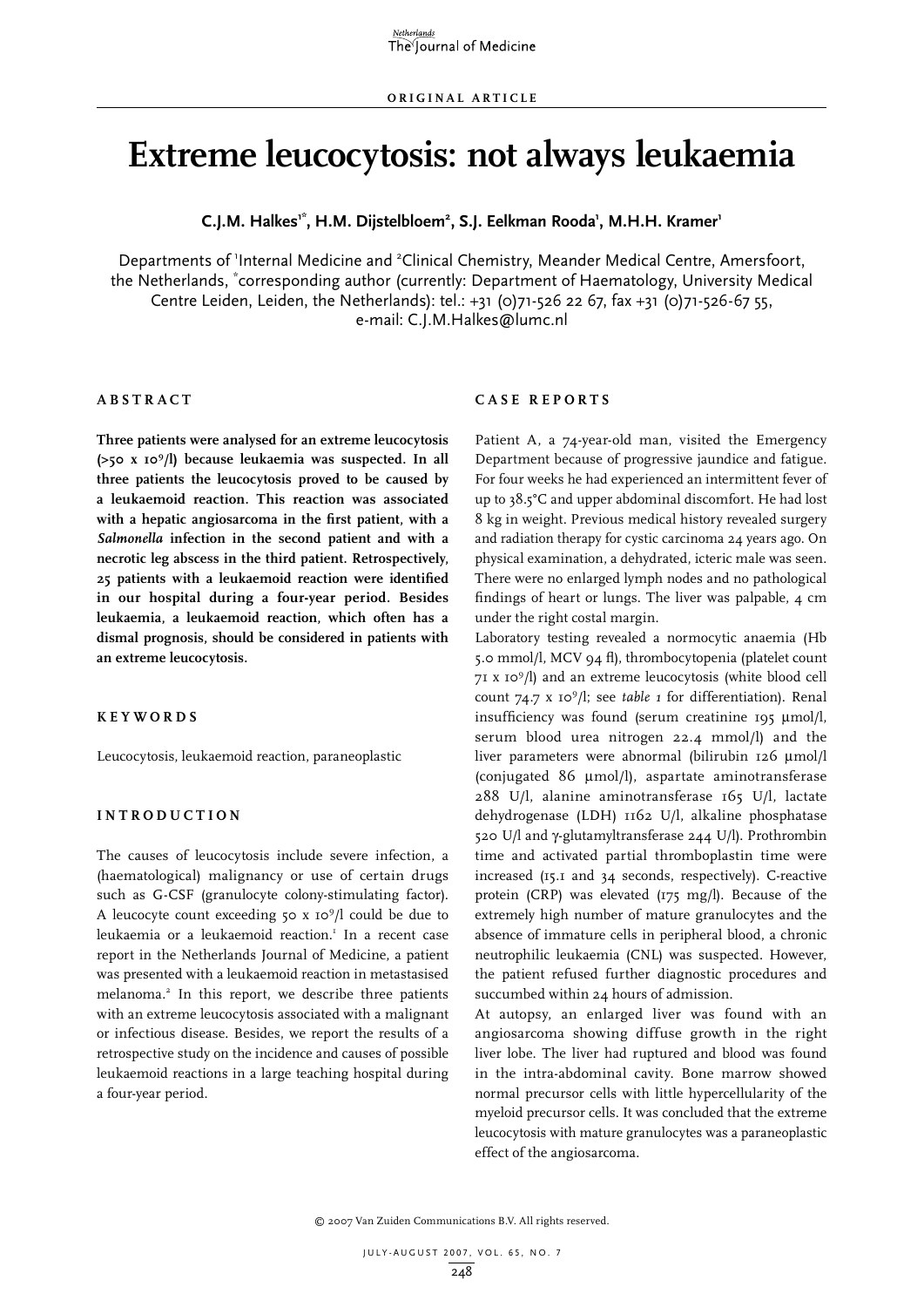ORIGINAL ARTICLE

# Extreme leucocytosis: not always leukaemia

**C.J.M. Halkes[1*], H.M. Dijstelbloem[2], S.J. Eelkman Rooda[1], M.H.H. Kramer[1]**

Departments of [1]Internal Medicine and [2]Clinical Chemistry, Meander Medical Centre, Amersfoort, the Netherlands, [*]corresponding author (currently: Department of Haematology, University Medical Centre Leiden, Leiden, the Netherlands): tel.: +31 (0)71-526 22 67, fax +31 (0)71-526-67 55, e-mail: C.J.M.Halkes@lumc.nl

## ABSTRACT

**Three patients were analysed for an extreme leucocytosis (>50 x 10$^9$/l) because leukaemia was suspected. In all three patients the leucocytosis proved to be caused by a leukaemoid reaction. This reaction was associated with a hepatic angiosarcoma in the first patient, with a *Salmonella* infection in the second patient and with a necrotic leg abscess in the third patient. Retrospectively, 25 patients with a leukaemoid reaction were identified in our hospital during a four-year period. Besides leukaemia, a leukaemoid reaction, which often has a dismal prognosis, should be considered in patients with an extreme leucocytosis.**

## KEYWORDS

Leucocytosis, leukaemoid reaction, paraneoplastic

## INTRODUCTION

The causes of leucocytosis include severe infection, a (haematological) malignancy or use of certain drugs such as G-CSF (granulocyte colony-stimulating factor). A leucocyte count exceeding 50 x 10$^9$/l could be due to leukaemia or a leukaemoid reaction.[1] In a recent case report in the Netherlands Journal of Medicine, a patient was presented with a leukaemoid reaction in metastasised melanoma.[2] In this report, we describe three patients with an extreme leucocytosis associated with a malignant or infectious disease. Besides, we report the results of a retrospective study on the incidence and causes of possible leukaemoid reactions in a large teaching hospital during a four-year period.

## CASE REPORTS

Patient A, a 74-year-old man, visited the Emergency Department because of progressive jaundice and fatigue. For four weeks he had experienced an intermittent fever of up to 38.5°C and upper abdominal discomfort. He had lost 8 kg in weight. Previous medical history revealed surgery and radiation therapy for cystic carcinoma 24 years ago. On physical examination, a dehydrated, icteric male was seen. There were no enlarged lymph nodes and no pathological findings of heart or lungs. The liver was palpable, 4 cm under the right costal margin.

Laboratory testing revealed a normocytic anaemia (Hb 5.0 mmol/l, MCV 94 fl), thrombocytopenia (platelet count 71 x 10$^9$/l) and an extreme leucocytosis (white blood cell count 74.7 x 10$^9$/l; see *table 1* for differentiation). Renal insufficiency was found (serum creatinine 195 µmol/l, serum blood urea nitrogen 22.4 mmol/l) and the liver parameters were abnormal (bilirubin 126 µmol/l (conjugated 86 µmol/l), aspartate aminotransferase 288 U/l, alanine aminotransferase 165 U/l, lactate dehydrogenase (LDH) 1162 U/l, alkaline phosphatase 520 U/l and γ-glutamyltransferase 244 U/l). Prothrombin time and activated partial thromboplastin time were increased (15.1 and 34 seconds, respectively). C-reactive protein (CRP) was elevated (175 mg/l). Because of the extremely high number of mature granulocytes and the absence of immature cells in peripheral blood, a chronic neutrophilic leukaemia (CNL) was suspected. However, the patient refused further diagnostic procedures and succumbed within 24 hours of admission.

At autopsy, an enlarged liver was found with an angiosarcoma showing diffuse growth in the right liver lobe. The liver had ruptured and blood was found in the intra-abdominal cavity. Bone marrow showed normal precursor cells with little hypercellularity of the myeloid precursor cells. It was concluded that the extreme leucocytosis with mature granulocytes was a paraneoplastic effect of the angiosarcoma.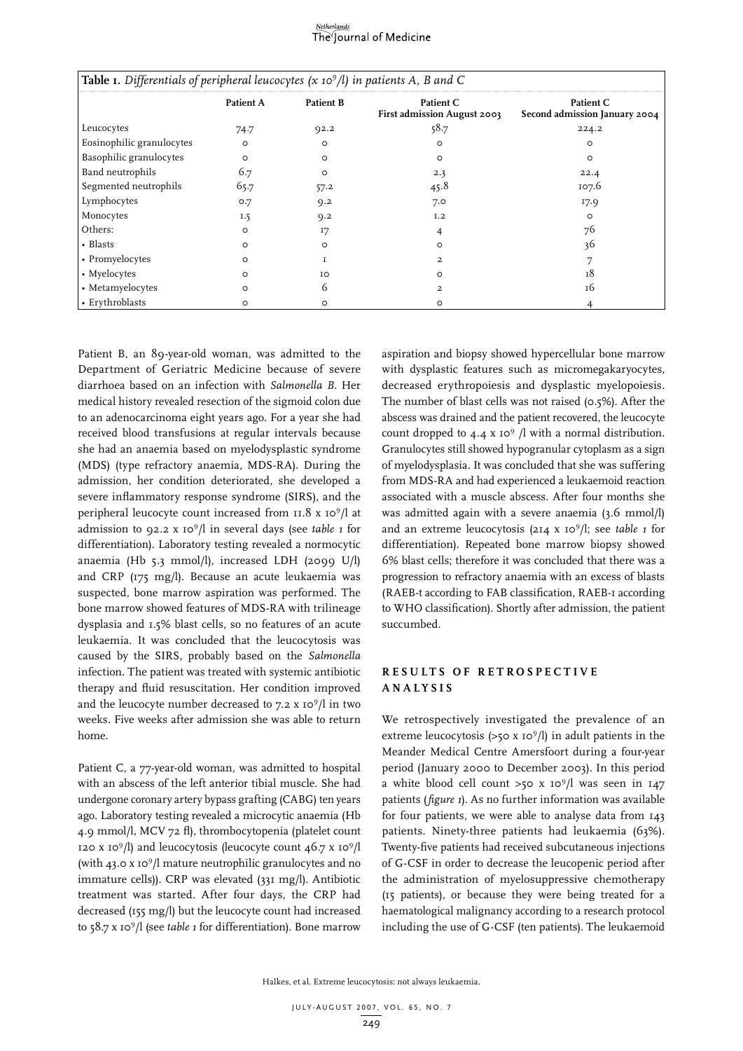**Table 1.** *Differentials of peripheral leucocytes (x $10^9$/l) in patients A, B and C*

| | Patient A | Patient B | Patient C First admission August 2003 | Patient C Second admission January 2004 |
|---|---|---|---|---|
| Leucocytes | 74.7 | 92.2 | 58.7 | 224.2 |
| Eosinophilic granulocytes | 0 | 0 | 0 | 0 |
| Basophilic granulocytes | 0 | 0 | 0 | 0 |
| Band neutrophils | 6.7 | 0 | 2.3 | 22.4 |
| Segmented neutrophils | 65.7 | 57.2 | 45.8 | 107.6 |
| Lymphocytes | 0.7 | 9.2 | 7.0 | 17.9 |
| Monocytes | 1.5 | 9.2 | 1.2 | 0 |
| Others: | 0 | 17 | 4 | 76 |
| • Blasts | 0 | 0 | 0 | 36 |
| • Promyelocytes | 0 | 1 | 2 | 7 |
| • Myelocytes | 0 | 10 | 0 | 18 |
| • Metamyelocytes | 0 | 6 | 2 | 16 |
| • Erythroblasts | 0 | 0 | 0 | 4 |

Patient B, an 89-year-old woman, was admitted to the Department of Geriatric Medicine because of severe diarrhoea based on an infection with *Salmonella B*. Her medical history revealed resection of the sigmoid colon due to an adenocarcinoma eight years ago. For a year she had received blood transfusions at regular intervals because she had an anaemia based on myelodysplastic syndrome (MDS) (type refractory anaemia, MDS-RA). During the admission, her condition deteriorated, she developed a severe inflammatory response syndrome (SIRS), and the peripheral leucocyte count increased from 11.8 x $10^9$/l at admission to 92.2 x $10^9$/l in several days (see *table 1* for differentiation). Laboratory testing revealed a normocytic anaemia (Hb 5.3 mmol/l), increased LDH (2099 U/l) and CRP (175 mg/l). Because an acute leukaemia was suspected, bone marrow aspiration was performed. The bone marrow showed features of MDS-RA with trilineage dysplasia and 1.5% blast cells, so no features of an acute leukaemia. It was concluded that the leucocytosis was caused by the SIRS, probably based on the *Salmonella* infection. The patient was treated with systemic antibiotic therapy and fluid resuscitation. Her condition improved and the leucocyte number decreased to 7.2 x $10^9$/l in two weeks. Five weeks after admission she was able to return home.

Patient C, a 77-year-old woman, was admitted to hospital with an abscess of the left anterior tibial muscle. She had undergone coronary artery bypass grafting (CABG) ten years ago. Laboratory testing revealed a microcytic anaemia (Hb 4.9 mmol/l, MCV 72 fl), thrombocytopenia (platelet count 120 x $10^9$/l) and leucocytosis (leucocyte count 46.7 x $10^9$/l (with 43.0 x $10^9$/l mature neutrophilic granulocytes and no immature cells)). CRP was elevated (331 mg/l). Antibiotic treatment was started. After four days, the CRP had decreased (155 mg/l) but the leucocyte count had increased to 58.7 x $10^9$/l (see *table 1* for differentiation). Bone marrow aspiration and biopsy showed hypercellular bone marrow with dysplastic features such as micromegakaryocytes, decreased erythropoiesis and dysplastic myelopoiesis. The number of blast cells was not raised (0.5%). After the abscess was drained and the patient recovered, the leucocyte count dropped to 4.4 x $10^9$ /l with a normal distribution. Granulocytes still showed hypogranular cytoplasm as a sign of myelodysplasia. It was concluded that she was suffering from MDS-RA and had experienced a leukaemoid reaction associated with a muscle abscess. After four months she was admitted again with a severe anaemia (3.6 mmol/l) and an extreme leucocytosis (214 x $10^9$/l; see *table 1* for differentiation). Repeated bone marrow biopsy showed 6% blast cells; therefore it was concluded that there was a progression to refractory anaemia with an excess of blasts (RAEB-t according to FAB classification, RAEB-1 according to WHO classification). Shortly after admission, the patient succumbed.

## RESULTS OF RETROSPECTIVE ANALYSIS

We retrospectively investigated the prevalence of an extreme leucocytosis (>50 x $10^9$/l) in adult patients in the Meander Medical Centre Amersfoort during a four-year period (January 2000 to December 2003). In this period a white blood cell count >50 x $10^9$/l was seen in 147 patients (*figure 1*). As no further information was available for four patients, we were able to analyse data from 143 patients. Ninety-three patients had leukaemia (63%). Twenty-five patients had received subcutaneous injections of G-CSF in order to decrease the leucopenic period after the administration of myelosuppressive chemotherapy (15 patients), or because they were being treated for a haematological malignancy according to a research protocol including the use of G-CSF (ten patients). The leukaemoid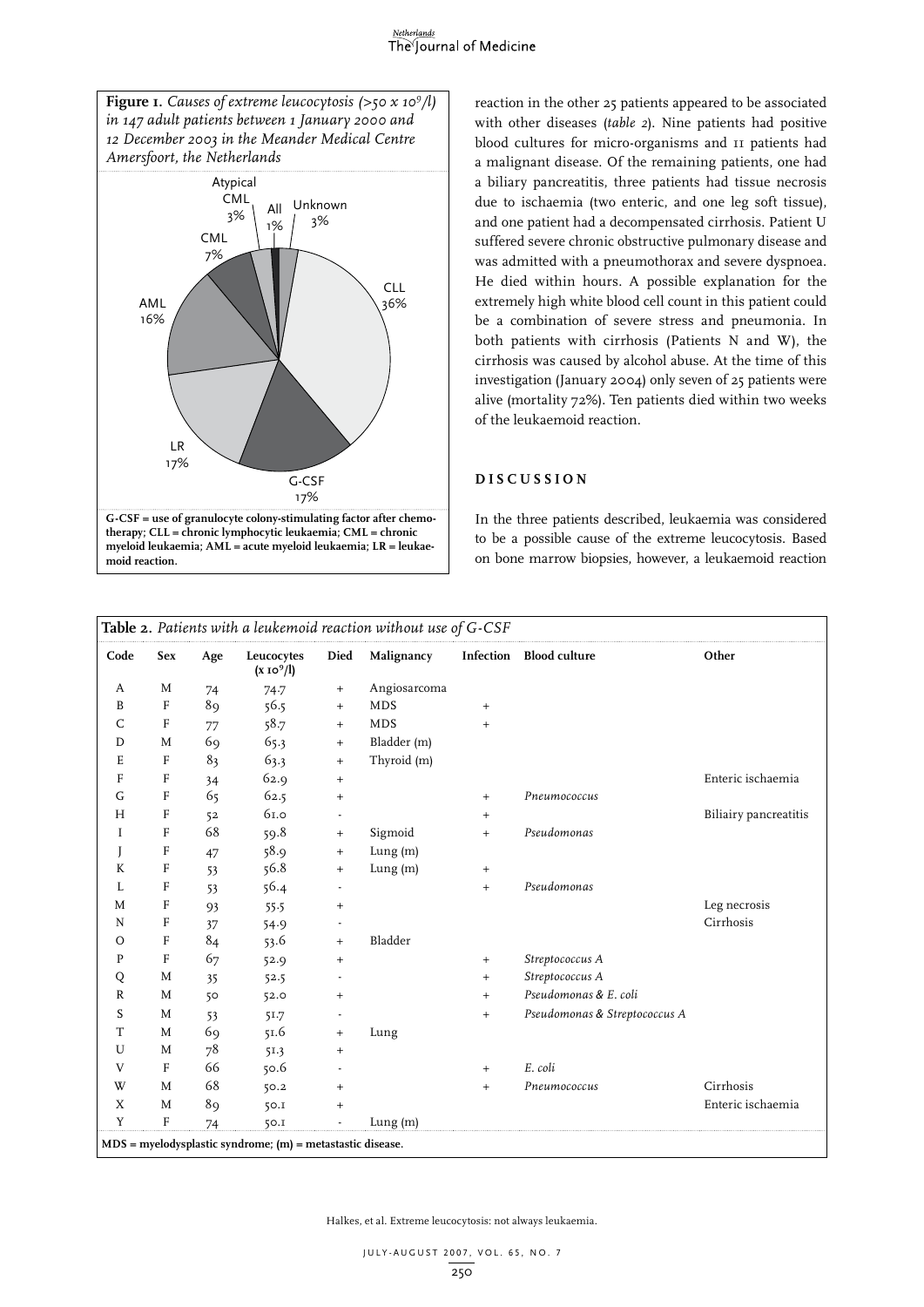**Figure 1.** *Causes of extreme leucocytosis (>50 x 10⁹/l) in 147 adult patients between 1 January 2000 and 12 December 2003 in the Meander Medical Centre Amersfoort, the Netherlands*

G-CSF = use of granulocyte colony-stimulating factor after chemotherapy; CLL = chronic lymphocytic leukaemia; CML = chronic myeloid leukaemia; AML = acute myeloid leukaemia; LR = leukaemoid reaction.

reaction in the other 25 patients appeared to be associated with other diseases (*table 2*). Nine patients had positive blood cultures for micro-organisms and 11 patients had a malignant disease. Of the remaining patients, one had a biliary pancreatitis, three patients had tissue necrosis due to ischaemia (two enteric, and one leg soft tissue), and one patient had a decompensated cirrhosis. Patient U suffered severe chronic obstructive pulmonary disease and was admitted with a pneumothorax and severe dyspnoea. He died within hours. A possible explanation for the extremely high white blood cell count in this patient could be a combination of severe stress and pneumonia. In both patients with cirrhosis (Patients N and W), the cirrhosis was caused by alcohol abuse. At the time of this investigation (January 2004) only seven of 25 patients were alive (mortality 72%). Ten patients died within two weeks of the leukaemoid reaction.

## DISCUSSION

In the three patients described, leukaemia was considered to be a possible cause of the extreme leucocytosis. Based on bone marrow biopsies, however, a leukaemoid reaction

**Table 2.** *Patients with a leukemoid reaction without use of G-CSF*

| Code | Sex | Age | Leucocytes ($\times 10^9$/l) | Died | Malignancy | Infection | Blood culture | Other |
|---|---|---|---|---|---|---|---|---|
| A | M | 74 | 74.7 | + | Angiosarcoma | | | |
| B | F | 89 | 56.5 | + | MDS | + | | |
| C | F | 77 | 58.7 | + | MDS | + | | |
| D | M | 69 | 65.3 | + | Bladder (m) | | | |
| E | F | 83 | 63.3 | + | Thyroid (m) | | | |
| F | F | 34 | 62.9 | + | | | | Enteric ischaemia |
| G | F | 65 | 62.5 | + | | + | *Pneumococcus* | |
| H | F | 52 | 61.0 | - | | + | | Biliairy pancreatitis |
| I | F | 68 | 59.8 | + | Sigmoid | + | *Pseudomonas* | |
| J | F | 47 | 58.9 | + | Lung (m) | | | |
| K | F | 53 | 56.8 | + | Lung (m) | + | | |
| L | F | 53 | 56.4 | - | | + | *Pseudomonas* | |
| M | F | 93 | 55.5 | + | | | | Leg necrosis |
| N | F | 37 | 54.9 | - | | | | Cirrhosis |
| O | F | 84 | 53.6 | + | Bladder | | | |
| P | F | 67 | 52.9 | + | | + | *Streptococcus A* | |
| Q | M | 35 | 52.5 | - | | + | *Streptococcus A* | |
| R | M | 50 | 52.0 | + | | + | *Pseudomonas & E. coli* | |
| S | M | 53 | 51.7 | - | | + | *Pseudomonas & Streptococcus A* | |
| T | M | 69 | 51.6 | + | Lung | | | |
| U | M | 78 | 51.3 | + | | | | |
| V | F | 66 | 50.6 | - | | + | *E. coli* | |
| W | M | 68 | 50.2 | + | | + | *Pneumococcus* | Cirrhosis |
| X | M | 89 | 50.1 | + | | | | Enteric ischaemia |
| Y | F | 74 | 50.1 | - | Lung (m) | | | |

MDS = myelodysplastic syndrome; (m) = metastastic disease.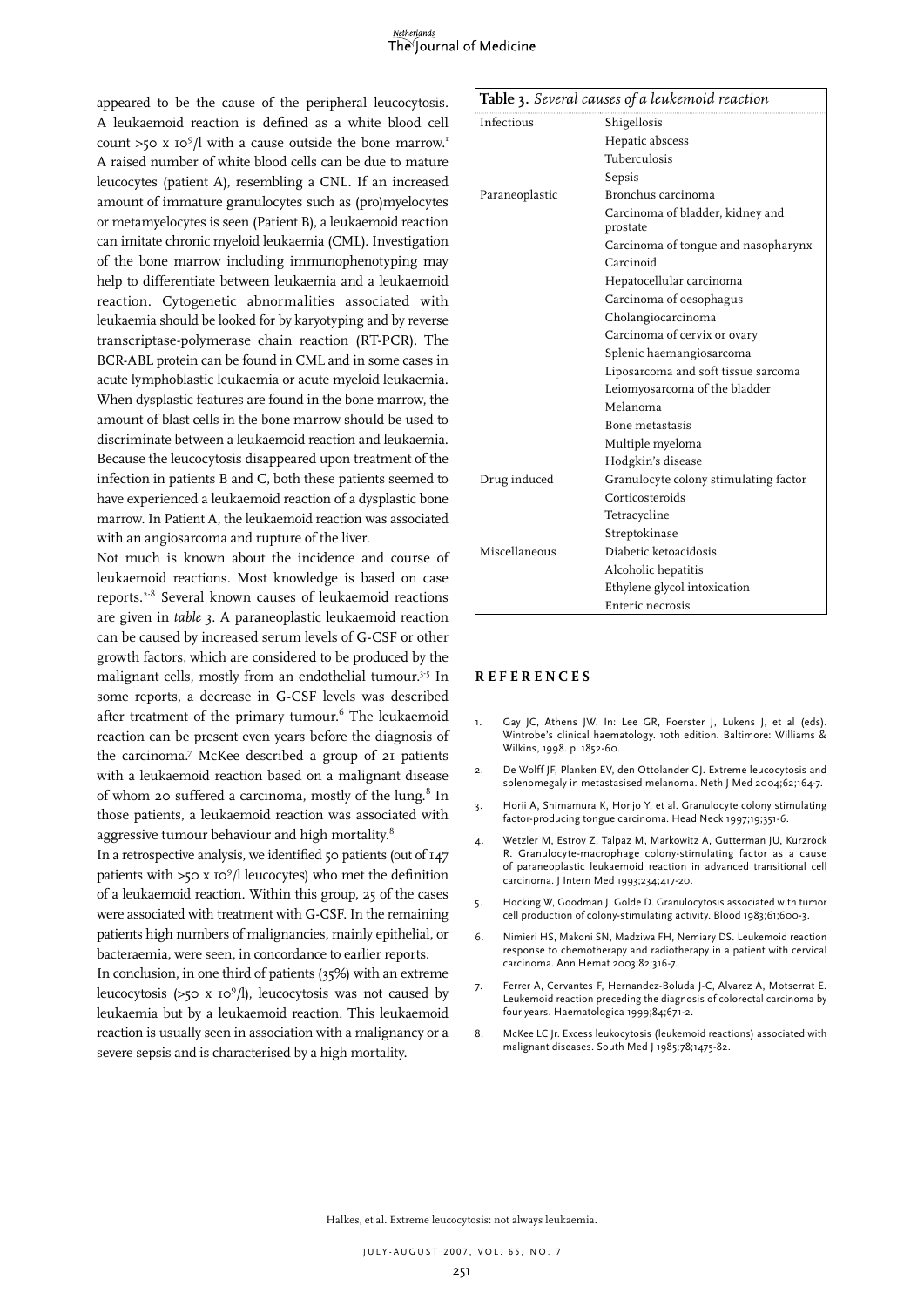appeared to be the cause of the peripheral leucocytosis. A leukaemoid reaction is defined as a white blood cell count >50 x $10^9$/l with a cause outside the bone marrow.[1] A raised number of white blood cells can be due to mature leucocytes (patient A), resembling a CNL. If an increased amount of immature granulocytes such as (pro)myelocytes or metamyelocytes is seen (Patient B), a leukaemoid reaction can imitate chronic myeloid leukaemia (CML). Investigation of the bone marrow including immunophenotyping may help to differentiate between leukaemia and a leukaemoid reaction. Cytogenetic abnormalities associated with leukaemia should be looked for by karyotyping and by reverse transcriptase-polymerase chain reaction (RT-PCR). The BCR-ABL protein can be found in CML and in some cases in acute lymphoblastic leukaemia or acute myeloid leukaemia. When dysplastic features are found in the bone marrow, the amount of blast cells in the bone marrow should be used to discriminate between a leukaemoid reaction and leukaemia. Because the leucocytosis disappeared upon treatment of the infection in patients B and C, both these patients seemed to have experienced a leukaemoid reaction of a dysplastic bone marrow. In Patient A, the leukaemoid reaction was associated with an angiosarcoma and rupture of the liver.

Not much is known about the incidence and course of leukaemoid reactions. Most knowledge is based on case reports.[2-8] Several known causes of leukaemoid reactions are given in *table 3*. A paraneoplastic leukaemoid reaction can be caused by increased serum levels of G-CSF or other growth factors, which are considered to be produced by the malignant cells, mostly from an endothelial tumour.[3-5] In some reports, a decrease in G-CSF levels was described after treatment of the primary tumour.[6] The leukaemoid reaction can be present even years before the diagnosis of the carcinoma.[7] McKee described a group of 21 patients with a leukaemoid reaction based on a malignant disease of whom 20 suffered a carcinoma, mostly of the lung.[8] In those patients, a leukaemoid reaction was associated with aggressive tumour behaviour and high mortality.[8]

In a retrospective analysis, we identified 50 patients (out of 147 patients with >50 x $10^9$/l leucocytes) who met the definition of a leukaemoid reaction. Within this group, 25 of the cases were associated with treatment with G-CSF. In the remaining patients high numbers of malignancies, mainly epithelial, or bacteraemia, were seen, in concordance to earlier reports.

In conclusion, in one third of patients (35%) with an extreme leucocytosis (>50 x $10^9$/l), leucocytosis was not caused by leukaemia but by a leukaemoid reaction. This leukaemoid reaction is usually seen in association with a malignancy or a severe sepsis and is characterised by a high mortality.

**Table 3.** *Several causes of a leukemoid reaction*

| | |
|---|---|
| Infectious | Shigellosis |
| | Hepatic abscess |
| | Tuberculosis |
| | Sepsis |
| Paraneoplastic | Bronchus carcinoma |
| | Carcinoma of bladder, kidney and prostate |
| | Carcinoma of tongue and nasopharynx |
| | Carcinoid |
| | Hepatocellular carcinoma |
| | Carcinoma of oesophagus |
| | Cholangiocarcinoma |
| | Carcinoma of cervix or ovary |
| | Splenic haemangiosarcoma |
| | Liposarcoma and soft tissue sarcoma |
| | Leiomyosarcoma of the bladder |
| | Melanoma |
| | Bone metastasis |
| | Multiple myeloma |
| | Hodgkin's disease |
| Drug induced | Granulocyte colony stimulating factor |
| | Corticosteroids |
| | Tetracycline |
| | Streptokinase |
| Miscellaneous | Diabetic ketoacidosis |
| | Alcoholic hepatitis |
| | Ethylene glycol intoxication |
| | Enteric necrosis |

## REFERENCES

1. Gay JC, Athens JW. In: Lee GR, Foerster J, Lukens J, et al (eds). Wintrobe's clinical haematology. 10th edition. Baltimore: Williams & Wilkins, 1998. p. 1852-60.
2. De Wolff JF, Planken EV, den Ottolander GJ. Extreme leucocytosis and splenomegaly in metastasised melanoma. Neth J Med 2004;62;164-7.
3. Horii A, Shimamura K, Honjo Y, et al. Granulocyte colony stimulating factor-producing tongue carcinoma. Head Neck 1997;19;351-6.
4. Wetzler M, Estrov Z, Talpaz M, Markowitz A, Gutterman JU, Kurzrock R. Granulocyte-macrophage colony-stimulating factor as a cause of paraneoplastic leukaemoid reaction in advanced transitional cell carcinoma. J Intern Med 1993;234;417-20.
5. Hocking W, Goodman J, Golde D. Granulocytosis associated with tumor cell production of colony-stimulating activity. Blood 1983;61;600-3.
6. Nimieri HS, Makoni SN, Madziwa FH, Nemiary DS. Leukemoid reaction response to chemotherapy and radiotherapy in a patient with cervical carcinoma. Ann Hemat 2003;82;316-7.
7. Ferrer A, Cervantes F, Hernandez-Boluda J-C, Alvarez A, Motserrat E. Leukemoid reaction preceding the diagnosis of colorectal carcinoma by four years. Haematologica 1999;84;671-2.
8. McKee LC Jr. Excess leukocytosis (leukemoid reactions) associated with malignant diseases. South Med J 1985;78;1475-82.